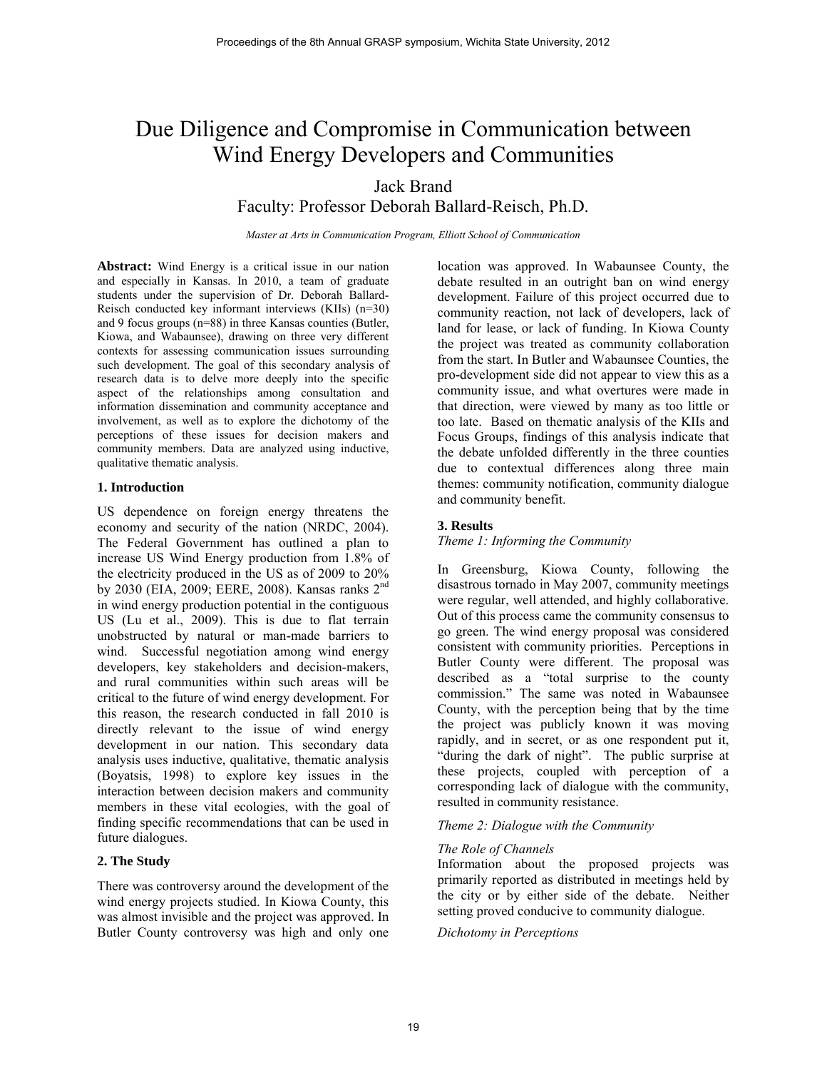# Due Diligence and Compromise in Communication between Wind Energy Developers and Communities

Jack Brand

Faculty: Professor Deborah Ballard-Reisch, Ph.D.

*Master at Arts in Communication Program, Elliott School of Communication*

**Abstract:** Wind Energy is a critical issue in our nation and especially in Kansas. In 2010, a team of graduate students under the supervision of Dr. Deborah Ballard-Reisch conducted key informant interviews (KIIs) (n=30) and 9 focus groups (n=88) in three Kansas counties (Butler, Kiowa, and Wabaunsee), drawing on three very different contexts for assessing communication issues surrounding such development. The goal of this secondary analysis of research data is to delve more deeply into the specific aspect of the relationships among consultation and information dissemination and community acceptance and involvement, as well as to explore the dichotomy of the perceptions of these issues for decision makers and community members. Data are analyzed using inductive, qualitative thematic analysis.

## 1. Introduction

US dependence on foreign energy threatens the economy and security of the nation (NRDC, 2004). The Federal Government has outlined a plan to increase US Wind Energy production from 1.8% of the electricity produced in the US as of 2009 to 20% by 2030 (EIA, 2009; EERE, 2008). Kansas ranks 2nd in wind energy production potential in the contiguous US (Lu et al., 2009). This is due to flat terrain unobstructed by natural or man-made barriers to wind. Successful negotiation among wind energy developers, key stakeholders and decision-makers, and rural communities within such areas will be critical to the future of wind energy development. For this reason, the research conducted in fall 2010 is directly relevant to the issue of wind energy development in our nation. This secondary data analysis uses inductive, qualitative, thematic analysis (Boyatsis, 1998) to explore key issues in the interaction between decision makers and community members in these vital ecologies, with the goal of finding specific recommendations that can be used in future dialogues.

## 2. The Study

There was controversy around the development of the wind energy projects studied. In Kiowa County, this was almost invisible and the project was approved. In Butler County controversy was high and only one location was approved. In Wabaunsee County, the debate resulted in an outright ban on wind energy development. Failure of this project occurred due to community reaction, not lack of developers, lack of land for lease, or lack of funding. In Kiowa County the project was treated as community collaboration from the start. In Butler and Wabaunsee Counties, the pro-development side did not appear to view this as a community issue, and what overtures were made in that direction, were viewed by many as too little or too late. Based on thematic analysis of the KIIs and Focus Groups, findings of this analysis indicate that the debate unfolded differently in the three counties due to contextual differences along three main themes: community notification, community dialogue and community benefit.

## 3. Results

*Theme 1: Informing the Community*

In Greensburg, Kiowa County, following the disastrous tornado in May 2007, community meetings were regular, well attended, and highly collaborative. Out of this process came the community consensus to go green. The wind energy proposal was considered consistent with community priorities. Perceptions in Butler County were different. The proposal was described as a "total surprise to the county commission." The same was noted in Wabaunsee County, with the perception being that by the time the project was publicly known it was moving rapidly, and in secret, or as one respondent put it, "during the dark of night". The public surprise at these projects, coupled with perception of a corresponding lack of dialogue with the community, resulted in community resistance.

*Theme 2: Dialogue with the Community*

*The Role of Channels*

Information about the proposed projects was primarily reported as distributed in meetings held by the city or by either side of the debate. Neither setting proved conducive to community dialogue.

*Dichotomy in Perceptions*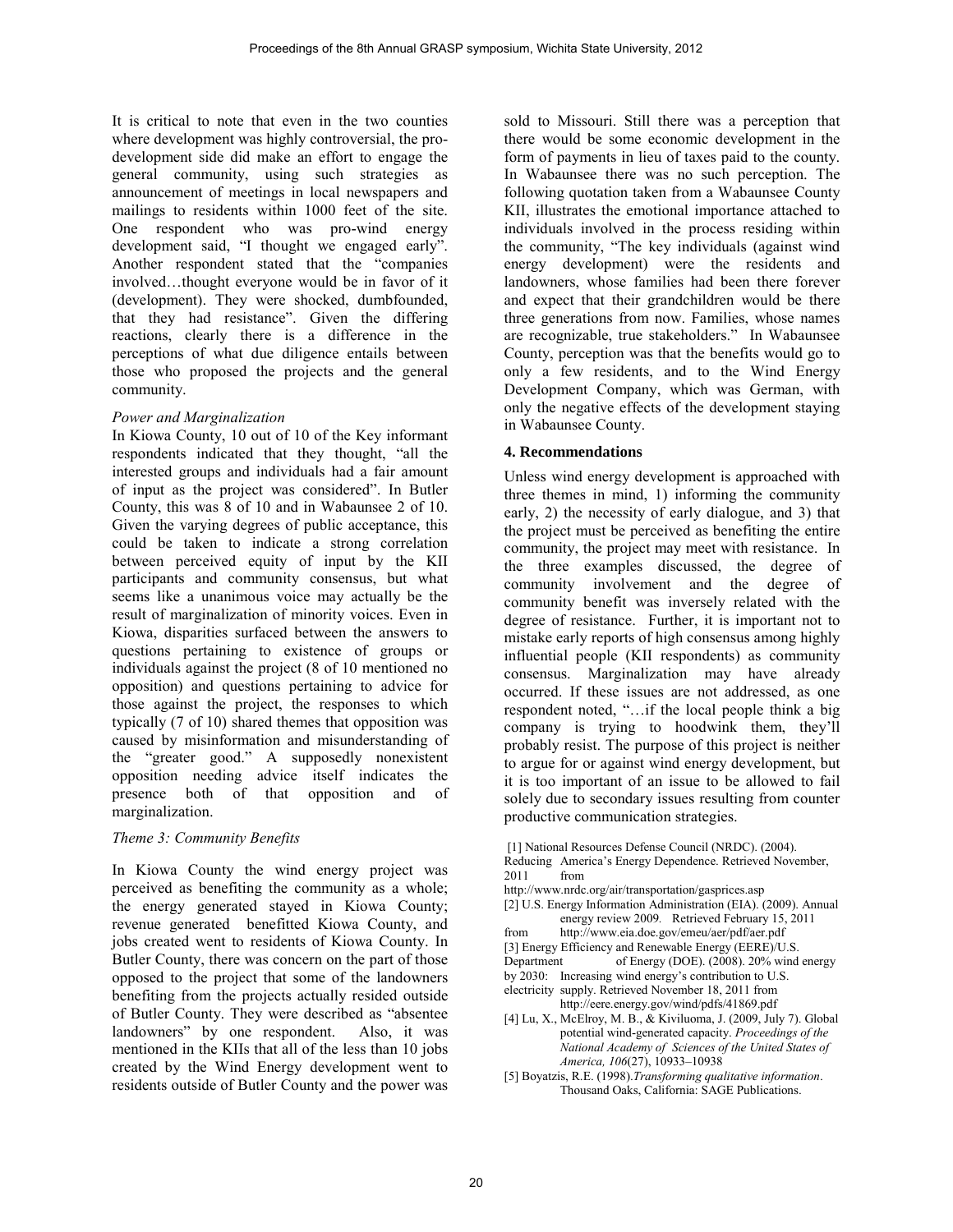It is critical to note that even in the two counties where development was highly controversial, the pro-development side did make an effort to engage the general community, using such strategies as announcement of meetings in local newspapers and mailings to residents within 1000 feet of the site. One respondent who was pro-wind energy development said, "I thought we engaged early". Another respondent stated that the "companies involved…thought everyone would be in favor of it (development). They were shocked, dumbfounded, that they had resistance". Given the differing reactions, clearly there is a difference in the perceptions of what due diligence entails between those who proposed the projects and the general community.

*Power and Marginalization*

In Kiowa County, 10 out of 10 of the Key informant respondents indicated that they thought, "all the interested groups and individuals had a fair amount of input as the project was considered". In Butler County, this was 8 of 10 and in Wabaunsee 2 of 10. Given the varying degrees of public acceptance, this could be taken to indicate a strong correlation between perceived equity of input by the KII participants and community consensus, but what seems like a unanimous voice may actually be the result of marginalization of minority voices. Even in Kiowa, disparities surfaced between the answers to questions pertaining to existence of groups or individuals against the project (8 of 10 mentioned no opposition) and questions pertaining to advice for those against the project, the responses to which typically (7 of 10) shared themes that opposition was caused by misinformation and misunderstanding of the "greater good." A supposedly nonexistent opposition needing advice itself indicates the presence both of that opposition and of marginalization.

*Theme 3: Community Benefits*

In Kiowa County the wind energy project was perceived as benefiting the community as a whole; the energy generated stayed in Kiowa County; revenue generated benefitted Kiowa County, and jobs created went to residents of Kiowa County. In Butler County, there was concern on the part of those opposed to the project that some of the landowners benefiting from the projects actually resided outside of Butler County. They were described as "absentee landowners" by one respondent. Also, it was mentioned in the KIIs that all of the less than 10 jobs created by the Wind Energy development went to residents outside of Butler County and the power was sold to Missouri. Still there was a perception that there would be some economic development in the form of payments in lieu of taxes paid to the county. In Wabaunsee there was no such perception. The following quotation taken from a Wabaunsee County KII, illustrates the emotional importance attached to individuals involved in the process residing within the community, "The key individuals (against wind energy development) were the residents and landowners, whose families had been there forever and expect that their grandchildren would be there three generations from now. Families, whose names are recognizable, true stakeholders." In Wabaunsee County, perception was that the benefits would go to only a few residents, and to the Wind Energy Development Company, which was German, with only the negative effects of the development staying in Wabaunsee County.

## 4. Recommendations

Unless wind energy development is approached with three themes in mind, 1) informing the community early, 2) the necessity of early dialogue, and 3) that the project must be perceived as benefiting the entire community, the project may meet with resistance. In the three examples discussed, the degree of community involvement and the degree of community benefit was inversely related with the degree of resistance. Further, it is important not to mistake early reports of high consensus among highly influential people (KII respondents) as community consensus. Marginalization may have already occurred. If these issues are not addressed, as one respondent noted, "…if the local people think a big company is trying to hoodwink them, they'll probably resist. The purpose of this project is neither to argue for or against wind energy development, but it is too important of an issue to be allowed to fail solely due to secondary issues resulting from counter productive communication strategies.

[1] National Resources Defense Council (NRDC). (2004). Reducing America's Energy Dependence. Retrieved November, 2011 from http://www.nrdc.org/air/transportation/gasprices.asp

[2] U.S. Energy Information Administration (EIA). (2009). Annual energy review 2009. Retrieved February 15, 2011 from http://www.eia.doe.gov/emeu/aer/pdf/aer.pdf

[3] Energy Efficiency and Renewable Energy (EERE)/U.S. Department of Energy (DOE). (2008). 20% wind energy by 2030: Increasing wind energy's contribution to U.S. electricity supply. Retrieved November 18, 2011 from http://eere.energy.gov/wind/pdfs/41869.pdf

[4] Lu, X., McElroy, M. B., & Kiviluoma, J. (2009, July 7). Global potential wind-generated capacity. *Proceedings of the National Academy of Sciences of the United States of America, 106*(27), 10933–10938

[5] Boyatzis, R.E. (1998). *Transforming qualitative information*. Thousand Oaks, California: SAGE Publications.